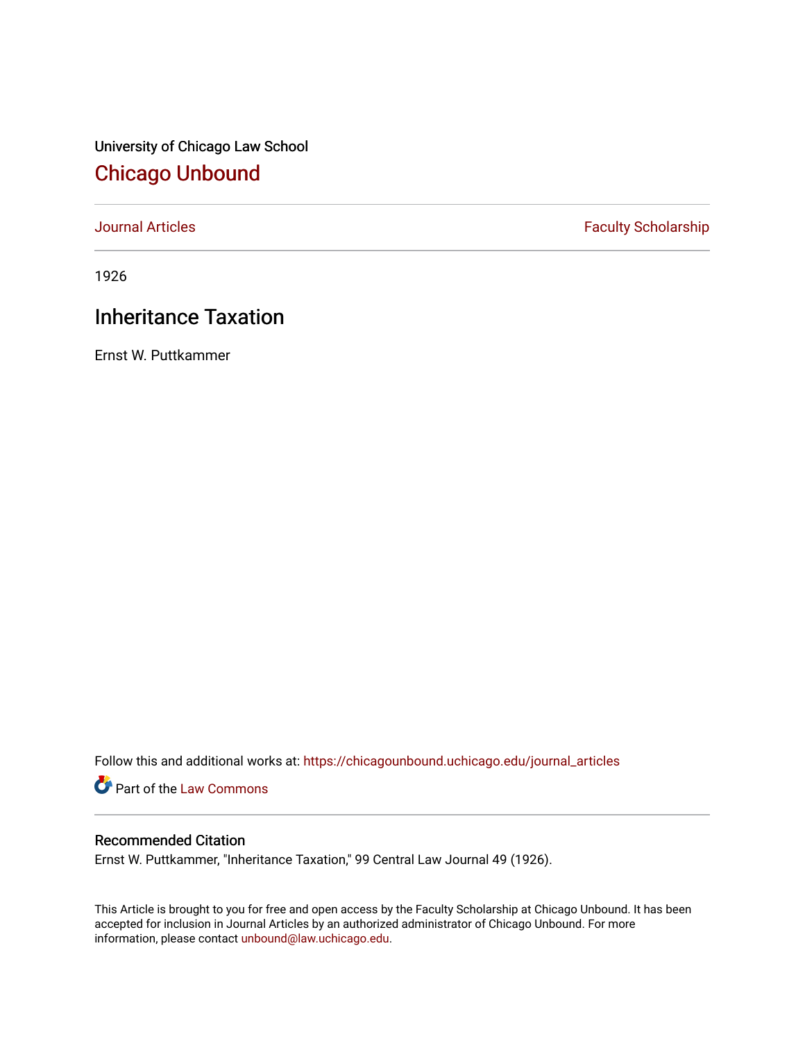University of Chicago Law School

## Chicago Unbound

Journal Articles | Faculty Scholarship

1926

# Inheritance Taxation

Ernst W. Puttkammer

Follow this and additional works at: https://chicagounbound.uchicago.edu/journal_articles

Part of the Law Commons

### Recommended Citation

Ernst W. Puttkammer, "Inheritance Taxation," 99 Central Law Journal 49 (1926).

This Article is brought to you for free and open access by the Faculty Scholarship at Chicago Unbound. It has been accepted for inclusion in Journal Articles by an authorized administrator of Chicago Unbound. For more information, please contact unbound@law.uchicago.edu.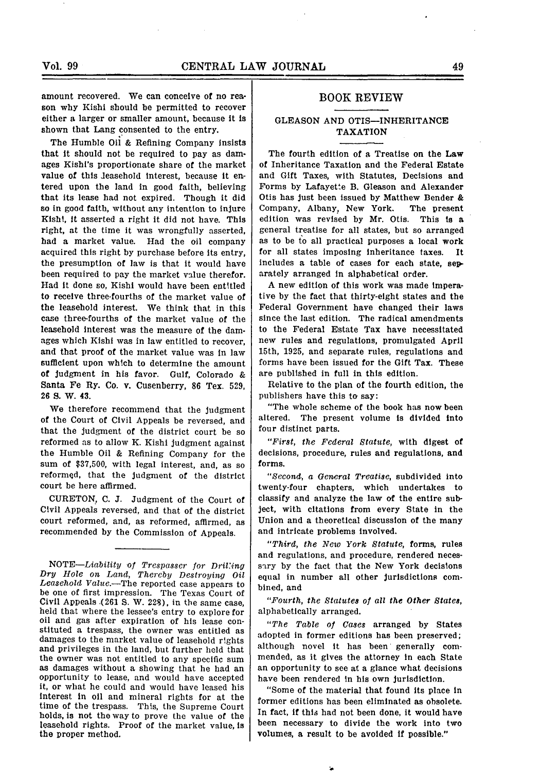amount recovered. We can conceive of no reason why Kishi should be permitted to recover either a larger or smaller amount, because it is shown that Lang consented to the entry.

The Humble Oil & Refining Company insists that it should not be required to pay as damages Kishi's proportionate share of the market value of this leasehold interest, because it entered upon the land in good faith, believing that its lease had not expired. Though it did so in good faith, without any intention to injure Kishi, it asserted a right it did not have. This right, at the time it was wrongfully asserted, had a market value. Had the oil company acquired this right by purchase before its entry, the presumption of law is that it would have been required to pay the market value therefor. Had it done so, Kishi would have been entitled to receive three-fourths of the market value of the leasehold interest. We think that in this case three-fourths of the market value of the leasehold interest was the measure of the damages which Kishi was in law entitled to recover, and that proof of the market value was in law sufficient upon which to determine the amount of judgment in his favor. Gulf, Colorado & Santa Fe Ry. Co. v. Cusenberry, 86 Tex. 529, 26 S. W. 43.

We therefore recommend that the judgment of the Court of Civil Appeals be reversed, and that the judgment of the district court be so reformed as to allow K. Kishi judgment against the Humble Oil & Refining Company for the sum of $37,500, with legal interest, and, as so reformed, that the judgment of the district court be here affirmed.

CURETON, C. J. Judgment of the Court of Civil Appeals reversed, and that of the district court reformed, and, as reformed, affirmed, as recommended by the Commission of Appeals.

---

NOTE—*Liability of Trespasser for Drilling Dry Hole on Land, Thereby Destroying Oil Leasehold Value.*—The reported case appears to be one of first impression. The Texas Court of Civil Appeals (261 S. W. 228), in the same case, held that where the lessee's entry to explore for oil and gas after expiration of his lease constituted a trespass, the owner was entitled as damages to the market value of leasehold rights and privileges in the land, but further held that the owner was not entitled to any specific sum as damages without a showing that he had an opportunity to lease, and would have accepted it, or what he could and would have leased his interest in oil and mineral rights for at the time of the trespass. This, the Supreme Court holds, is not the way to prove the value of the leasehold rights. Proof of the market value, is the proper method.

## BOOK REVIEW

### GLEASON AND OTIS—INHERITANCE TAXATION

The fourth edition of a Treatise on the Law of Inheritance Taxation and the Federal Estate and Gift Taxes, with Statutes, Decisions and Forms by Lafayette B. Gleason and Alexander Otis has just been issued by Matthew Bender & Company, Albany, New York. The present edition was revised by Mr. Otis. This is a general treatise for all states, but so arranged as to be to all practical purposes a local work for all states imposing inheritance taxes. It includes a table of cases for each state, separately arranged in alphabetical order.

A new edition of this work was made imperative by the fact that thirty-eight states and the Federal Government have changed their laws since the last edition. The radical amendments to the Federal Estate Tax have necessitated new rules and regulations, promulgated April 15th, 1925, and separate rules, regulations and forms have been issued for the Gift Tax. These are published in full in this edition.

Relative to the plan of the fourth edition, the publishers have this to say:

"The whole scheme of the book has now been altered. The present volume is divided into four distinct parts.

"*First, the Federal Statute,* with digest of decisions, procedure, rules and regulations, and forms.

"*Second, a General Treatise,* subdivided into twenty-four chapters, which undertakes to classify and analyze the law of the entire subject, with citations from every State in the Union and a theoretical discussion of the many and intricate problems involved.

"*Third, the New York Statute,* forms, rules and regulations, and procedure, rendered necessary by the fact that the New York decisions equal in number all other jurisdictions combined, and

"*Fourth, the Statutes of all the Other States,* alphabetically arranged.

"*The Table of Cases* arranged by States adopted in former editions has been preserved; although novel it has been generally commended, as it gives the attorney in each State an opportunity to see at a glance what decisions have been rendered in his own jurisdiction.

"Some of the material that found its place in former editions has been eliminated as obsolete. In fact, if this had not been done, it would have been necessary to divide the work into two volumes, a result to be avoided if possible."